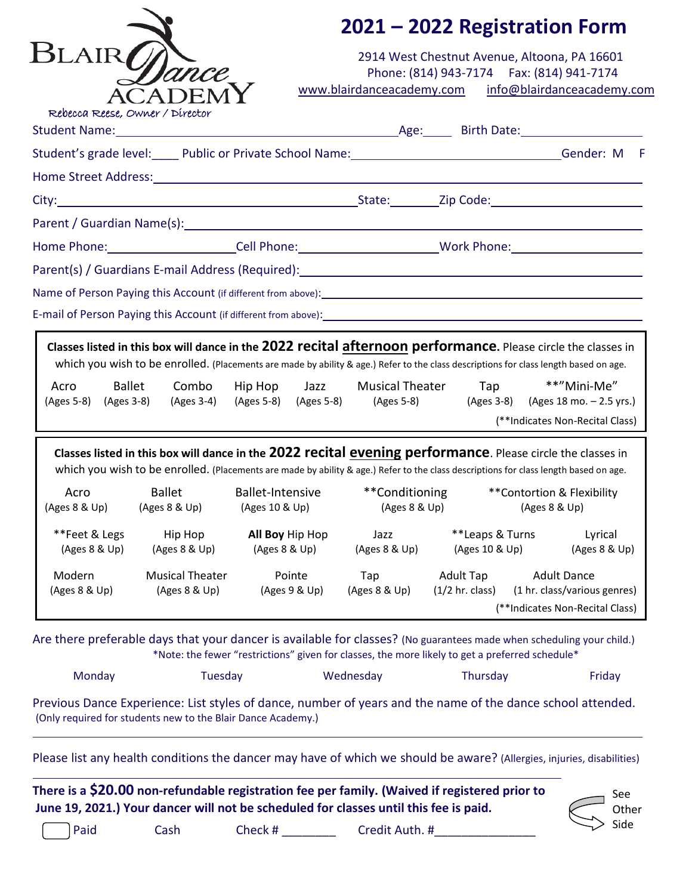BLAIR Dance ACADEMY

Rebecca Reese, Owner / Director

# 2021 – 2022 Registration Form

2914 West Chestnut Avenue, Altoona, PA 16601
Phone: (814) 943-7174 Fax: (814) 941-7174
www.blairdanceacademy.com info@blairdanceacademy.com

Student Name:________________________ Age:_____ Birth Date:______________

Student's grade level:____ Public or Private School Name:______________________ Gender: M F

Home Street Address:______________________________________________

City:________________________ State:_______ Zip Code:______________

Parent / Guardian Name(s):______________________________________________

Home Phone:______________ Cell Phone:______________ Work Phone:______________

Parent(s) / Guardians E-mail Address (Required):______________________________

Name of Person Paying this Account (if different from above):______________________

E-mail of Person Paying this Account (if different from above):______________________

**Classes listed in this box will dance in the 2022 recital afternoon performance.** Please circle the classes in which you wish to be enrolled. (Placements are made by ability & age.) Refer to the class descriptions for class length based on age.

| Acro | Ballet | Combo | Hip Hop | Jazz | Musical Theater | Tap | **"Mini-Me" |
|---|---|---|---|---|---|---|---|
| (Ages 5-8) | (Ages 3-8) | (Ages 3-4) | (Ages 5-8) | (Ages 5-8) | (Ages 5-8) | (Ages 3-8) | (Ages 18 mo. – 2.5 yrs.) |

(**Indicates Non-Recital Class)

**Classes listed in this box will dance in the 2022 recital evening performance.** Please circle the classes in which you wish to be enrolled. (Placements are made by ability & age.) Refer to the class descriptions for class length based on age.

- Acro (Ages 8 & Up)
- Ballet (Ages 8 & Up)
- Ballet-Intensive (Ages 10 & Up)
- **Conditioning (Ages 8 & Up)
- **Contortion & Flexibility (Ages 8 & Up)
- **Feet & Legs (Ages 8 & Up)
- Hip Hop (Ages 8 & Up)
- **All Boy** Hip Hop (Ages 8 & Up)
- Jazz (Ages 8 & Up)
- **Leaps & Turns (Ages 10 & Up)
- Lyrical (Ages 8 & Up)
- Modern (Ages 8 & Up)
- Musical Theater (Ages 8 & Up)
- Pointe (Ages 9 & Up)
- Tap (Ages 8 & Up)
- Adult Tap (1/2 hr. class)
- Adult Dance (1 hr. class/various genres)

(**Indicates Non-Recital Class)

Are there preferable days that your dancer is available for classes? (No guarantees made when scheduling your child.)
*Note: the fewer "restrictions" given for classes, the more likely to get a preferred schedule*

Monday Tuesday Wednesday Thursday Friday

Previous Dance Experience: List styles of dance, number of years and the name of the dance school attended.
(Only required for students new to the Blair Dance Academy.)

______________________________________________

Please list any health conditions the dancer may have of which we should be aware? (Allergies, injuries, disabilities)

______________________________________________

**There is a $20.00 non-refundable registration fee per family. (Waived if registered prior to June 19, 2021.) Your dancer will not be scheduled for classes until this fee is paid.**

☐ Paid Cash Check # ________ Credit Auth. #______________

See Other Side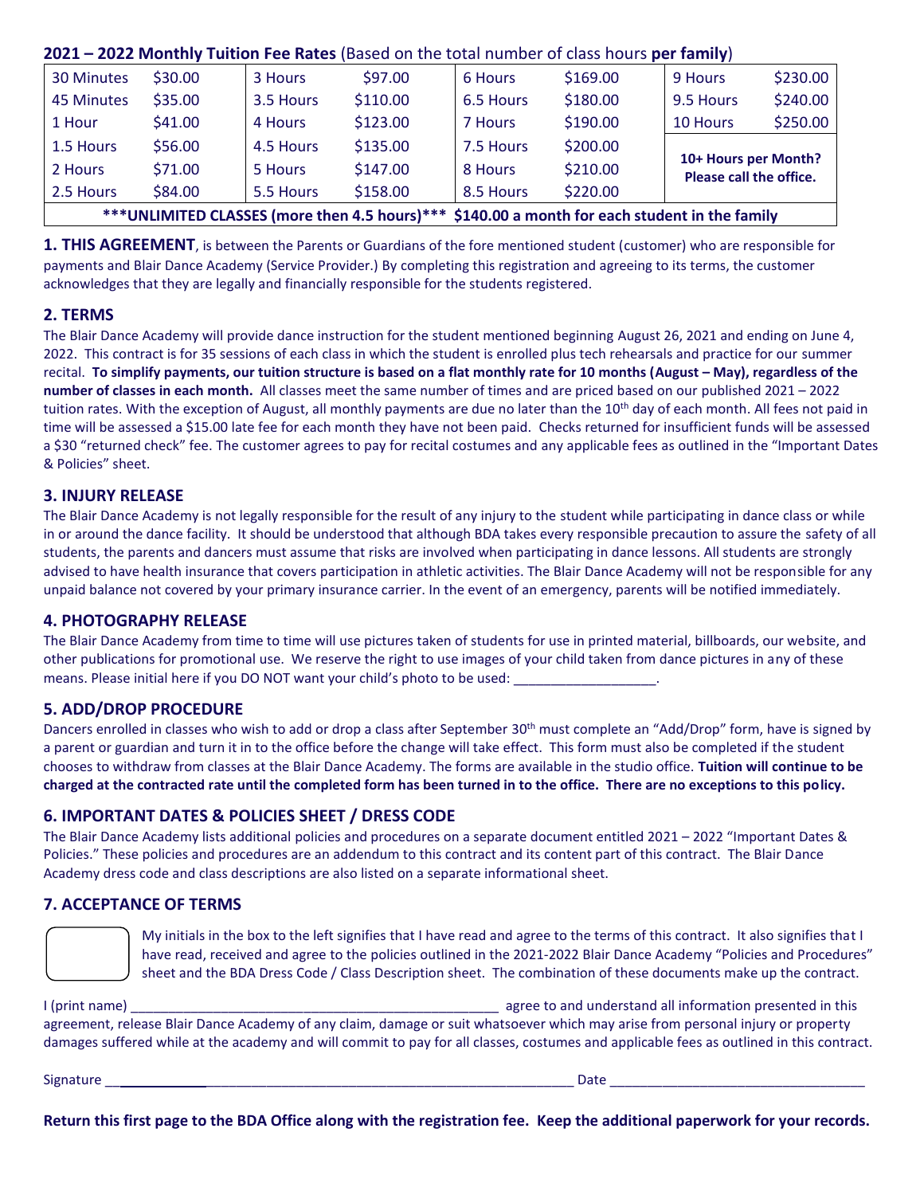**2021 – 2022 Monthly Tuition Fee Rates** (Based on the total number of class hours **per family**)

| | | | | | | | |
|---|---|---|---|---|---|---|---|
| 30 Minutes | $30.00 | 3 Hours | $97.00 | 6 Hours | $169.00 | 9 Hours | $230.00 |
| 45 Minutes | $35.00 | 3.5 Hours | $110.00 | 6.5 Hours | $180.00 | 9.5 Hours | $240.00 |
| 1 Hour | $41.00 | 4 Hours | $123.00 | 7 Hours | $190.00 | 10 Hours | $250.00 |
| 1.5 Hours | $56.00 | 4.5 Hours | $135.00 | 7.5 Hours | $200.00 | **10+ Hours per Month? Please call the office.** | |
| 2 Hours | $71.00 | 5 Hours | $147.00 | 8 Hours | $210.00 | | |
| 2.5 Hours | $84.00 | 5.5 Hours | $158.00 | 8.5 Hours | $220.00 | | |
| **\*\*\*UNLIMITED CLASSES (more then 4.5 hours)\*\*\* $140.00 a month for each student in the family** | | | | | | | |

**1. THIS AGREEMENT**, is between the Parents or Guardians of the fore mentioned student (customer) who are responsible for payments and Blair Dance Academy (Service Provider.) By completing this registration and agreeing to its terms, the customer acknowledges that they are legally and financially responsible for the students registered.

## 2. TERMS

The Blair Dance Academy will provide dance instruction for the student mentioned beginning August 26, 2021 and ending on June 4, 2022. This contract is for 35 sessions of each class in which the student is enrolled plus tech rehearsals and practice for our summer recital. **To simplify payments, our tuition structure is based on a flat monthly rate for 10 months (August – May), regardless of the number of classes in each month.** All classes meet the same number of times and are priced based on our published 2021 – 2022 tuition rates. With the exception of August, all monthly payments are due no later than the 10th day of each month. All fees not paid in time will be assessed a $15.00 late fee for each month they have not been paid. Checks returned for insufficient funds will be assessed a $30 "returned check" fee. The customer agrees to pay for recital costumes and any applicable fees as outlined in the "Important Dates & Policies" sheet.

## 3. INJURY RELEASE

The Blair Dance Academy is not legally responsible for the result of any injury to the student while participating in dance class or while in or around the dance facility. It should be understood that although BDA takes every responsible precaution to assure the safety of all students, the parents and dancers must assume that risks are involved when participating in dance lessons. All students are strongly advised to have health insurance that covers participation in athletic activities. The Blair Dance Academy will not be responsible for any unpaid balance not covered by your primary insurance carrier. In the event of an emergency, parents will be notified immediately.

## 4. PHOTOGRAPHY RELEASE

The Blair Dance Academy from time to time will use pictures taken of students for use in printed material, billboards, our website, and other publications for promotional use. We reserve the right to use images of your child taken from dance pictures in any of these means. Please initial here if you DO NOT want your child's photo to be used: ___________________.

## 5. ADD/DROP PROCEDURE

Dancers enrolled in classes who wish to add or drop a class after September 30th must complete an "Add/Drop" form, have is signed by a parent or guardian and turn it in to the office before the change will take effect. This form must also be completed if the student chooses to withdraw from classes at the Blair Dance Academy. The forms are available in the studio office. **Tuition will continue to be charged at the contracted rate until the completed form has been turned in to the office. There are no exceptions to this policy.**

## 6. IMPORTANT DATES & POLICIES SHEET / DRESS CODE

The Blair Dance Academy lists additional policies and procedures on a separate document entitled 2021 – 2022 "Important Dates & Policies." These policies and procedures are an addendum to this contract and its content part of this contract. The Blair Dance Academy dress code and class descriptions are also listed on a separate informational sheet.

## 7. ACCEPTANCE OF TERMS

My initials in the box to the left signifies that I have read and agree to the terms of this contract. It also signifies that I have read, received and agree to the policies outlined in the 2021-2022 Blair Dance Academy "Policies and Procedures" sheet and the BDA Dress Code / Class Description sheet. The combination of these documents make up the contract.

I (print name) __________________________________________________ agree to and understand all information presented in this agreement, release Blair Dance Academy of any claim, damage or suit whatsoever which may arise from personal injury or property damages suffered while at the academy and will commit to pay for all classes, costumes and applicable fees as outlined in this contract.

Signature ______________________________________________________________ Date ________________________________

**Return this first page to the BDA Office along with the registration fee. Keep the additional paperwork for your records.**